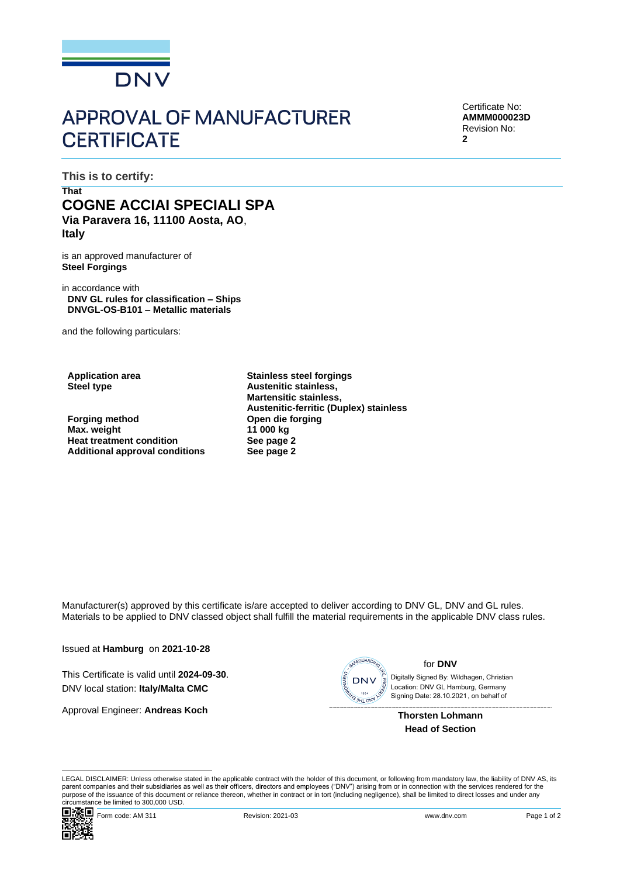DNV

# APPROVAL OF MANUFACTURER CERTIFICATE

Certificate No:
**AMMM000023D**
Revision No:
**2**

**This is to certify:**

**That**

## COGNE ACCIAI SPECIALI SPA

**Via Paravera 16, 11100 Aosta, AO**,
**Italy**

is an approved manufacturer of
**Steel Forgings**

in accordance with
**DNV GL rules for classification – Ships**
**DNVGL-OS-B101 – Metallic materials**

and the following particulars:

| | |
|---|---|
| **Application area** | **Stainless steel forgings** |
| **Steel type** | **Austenitic stainless, Martensitic stainless, Austenitic-ferritic (Duplex) stainless** |
| **Forging method** | **Open die forging** |
| **Max. weight** | **11 000 kg** |
| **Heat treatment condition** | **See page 2** |
| **Additional approval conditions** | **See page 2** |

Manufacturer(s) approved by this certificate is/are accepted to deliver according to DNV GL, DNV and GL rules. Materials to be applied to DNV classed object shall fulfill the material requirements in the applicable DNV class rules.

Issued at **Hamburg** on **2021-10-28**

This Certificate is valid until **2024-09-30**.
DNV local station: **Italy/Malta CMC**

Approval Engineer: **Andreas Koch**

for **DNV**

Digitally Signed By: Wildhagen, Christian
Location: DNV GL Hamburg, Germany
Signing Date: 28.10.2021, on behalf of

**Thorsten Lohmann**
**Head of Section**

LEGAL DISCLAIMER: Unless otherwise stated in the applicable contract with the holder of this document, or following from mandatory law, the liability of DNV AS, its parent companies and their subsidiaries as well as their officers, directors and employees ("DNV") arising from or in connection with the services rendered for the purpose of the issuance of this document or reliance thereon, whether in contract or in tort (including negligence), shall be limited to direct losses and under any circumstance be limited to 300,000 USD.

Form code: AM 311 Revision: 2021-03 www.dnv.com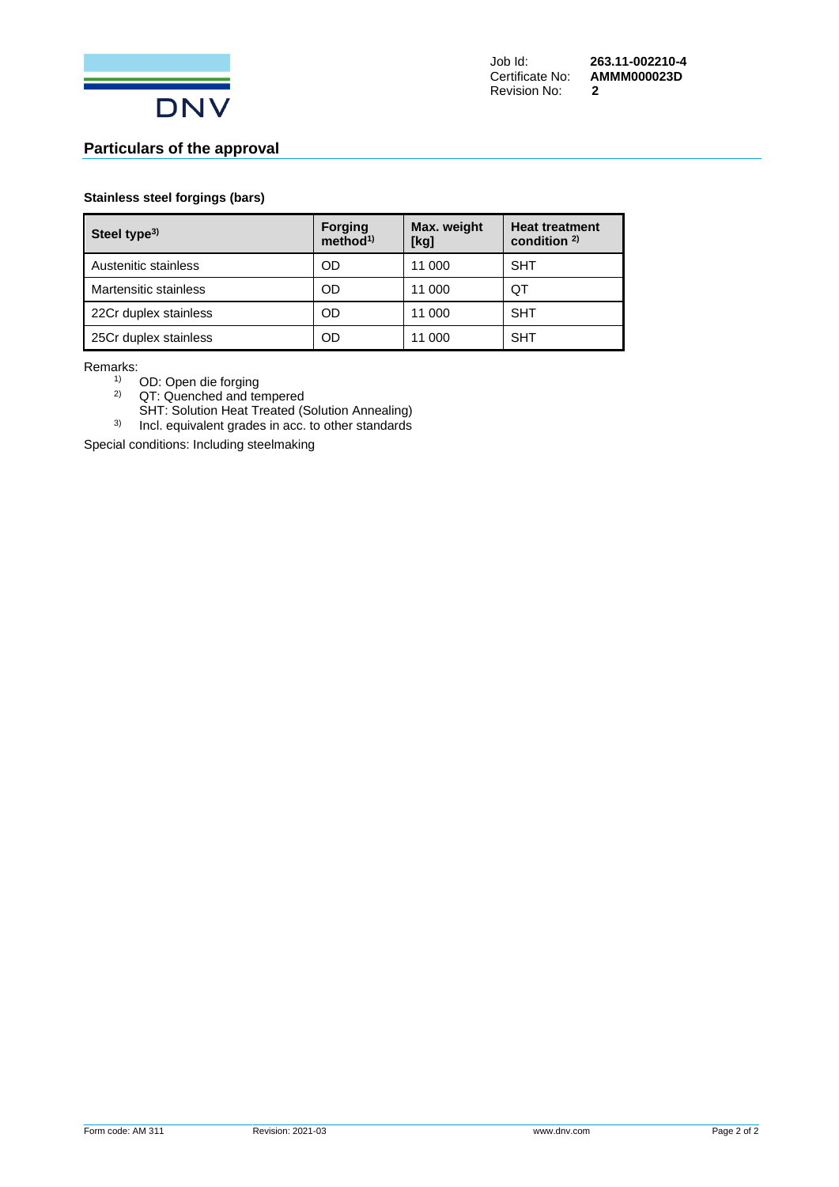Job Id: **263.11-002210-4**
Certificate No: **AMMM000023D**
Revision No: **2**

## Particulars of the approval

**Stainless steel forgings (bars)**

| Steel type[3] | Forging method[1] | Max. weight [kg] | Heat treatment condition [2] |
|---|---|---|---|
| Austenitic stainless | OD | 11 000 | SHT |
| Martensitic stainless | OD | 11 000 | QT |
| 22Cr duplex stainless | OD | 11 000 | SHT |
| 25Cr duplex stainless | OD | 11 000 | SHT |

Remarks:

1) OD: Open die forging
2) QT: Quenched and tempered
   SHT: Solution Heat Treated (Solution Annealing)
3) Incl. equivalent grades in acc. to other standards

Special conditions: Including steelmaking